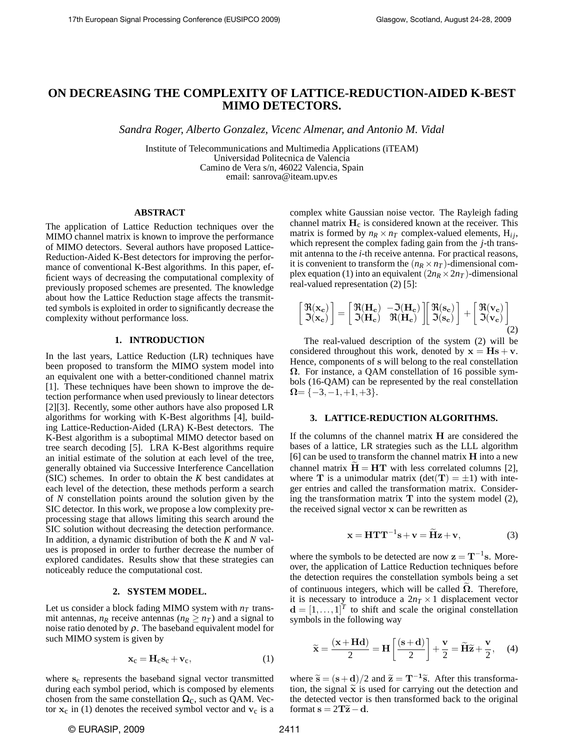# ON DECREASING THE COMPLEXITY OF LATTICE-REDUCTION-AIDED K-BEST MIMO DETECTORS.

*Sandra Roger, Alberto Gonzalez, Vicenc Almenar, and Antonio M. Vidal*

Institute of Telecommunications and Multimedia Applications (iTEAM)
Universidad Politecnica de Valencia
Camino de Vera s/n, 46022 Valencia, Spain
email: sanrova@iteam.upv.es

## ABSTRACT

The application of Lattice Reduction techniques over the MIMO channel matrix is known to improve the performance of MIMO detectors. Several authors have proposed Lattice-Reduction-Aided K-Best detectors for improving the performance of conventional K-Best algorithms. In this paper, efficient ways of decreasing the computational complexity of previously proposed schemes are presented. The knowledge about how the Lattice Reduction stage affects the transmitted symbols is exploited in order to significantly decrease the complexity without performance loss.

## 1. INTRODUCTION

In the last years, Lattice Reduction (LR) techniques have been proposed to transform the MIMO system model into an equivalent one with a better-conditioned channel matrix [1]. These techniques have been shown to improve the detection performance when used previously to linear detectors [2][3]. Recently, some other authors have also proposed LR algorithms for working with K-Best algorithms [4], building Lattice-Reduction-Aided (LRA) K-Best detectors. The K-Best algorithm is a suboptimal MIMO detector based on tree search decoding [5]. LRA K-Best algorithms require an initial estimate of the solution at each level of the tree, generally obtained via Successive Interference Cancellation (SIC) schemes. In order to obtain the $K$ best candidates at each level of the detection, these methods perform a search of $N$ constellation points around the solution given by the SIC detector. In this work, we propose a low complexity preprocessing stage that allows limiting this search around the SIC solution without decreasing the detection performance. In addition, a dynamic distribution of both the $K$ and $N$ values is proposed in order to further decrease the number of explored candidates. Results show that these strategies can noticeably reduce the computational cost.

## 2. SYSTEM MODEL.

Let us consider a block fading MIMO system with $n_T$ transmit antennas, $n_R$ receive antennas ($n_R \geq n_T$) and a signal to noise ratio denoted by $\rho$. The baseband equivalent model for such MIMO system is given by

$$\mathbf{x}_c = \mathbf{H}_c\mathbf{s}_c + \mathbf{v}_c, \tag{1}$$

where $\mathbf{s}_c$ represents the baseband signal vector transmitted during each symbol period, which is composed by elements chosen from the same constellation $\Omega_C$, such as QAM. Vector $\mathbf{x}_c$ in (1) denotes the received symbol vector and $\mathbf{v}_c$ is a complex white Gaussian noise vector. The Rayleigh fading channel matrix $\mathbf{H}_c$ is considered known at the receiver. This matrix is formed by $n_R \times n_T$ complex-valued elements, $\mathrm{H}_{ij}$, which represent the complex fading gain from the $j$-th transmit antenna to the $i$-th receive antenna. For practical reasons, it is convenient to transform the $(n_R \times n_T)$-dimensional complex equation (1) into an equivalent $(2n_R \times 2n_T)$-dimensional real-valued representation (2) [5]:

$$\begin{bmatrix} \Re(\mathbf{x_c}) \\ \Im(\mathbf{x_c}) \end{bmatrix} = \begin{bmatrix} \Re(\mathbf{H_c}) & -\Im(\mathbf{H_c}) \\ \Im(\mathbf{H_c}) & \Re(\mathbf{H_c}) \end{bmatrix} \begin{bmatrix} \Re(\mathbf{s_c}) \\ \Im(\mathbf{s_c}) \end{bmatrix} + \begin{bmatrix} \Re(\mathbf{v_c}) \\ \Im(\mathbf{v_c}) \end{bmatrix} \tag{2}$$

The real-valued description of the system (2) will be considered throughout this work, denoted by $\mathbf{x} = \mathbf{H}\mathbf{s} + \mathbf{v}$. Hence, components of $\mathbf{s}$ will belong to the real constellation $\mathbf{\Omega}$. For instance, a QAM constellation of 16 possible symbols (16-QAM) can be represented by the real constellation $\mathbf{\Omega} = \{-3, -1, +1, +3\}$.

## 3. LATTICE-REDUCTION ALGORITHMS.

If the columns of the channel matrix $\mathbf{H}$ are considered the bases of a lattice, LR strategies such as the LLL algorithm [6] can be used to transform the channel matrix $\mathbf{H}$ into a new channel matrix $\widetilde{\mathbf{H}} = \mathbf{HT}$ with less correlated columns [2], where $\mathbf{T}$ is a unimodular matrix ($\det(\mathbf{T}) = \pm 1$) with integer entries and called the transformation matrix. Considering the transformation matrix $\mathbf{T}$ into the system model (2), the received signal vector $\mathbf{x}$ can be rewritten as

$$\mathbf{x} = \mathbf{HTT}^{-1}\mathbf{s} + \mathbf{v} = \widetilde{\mathbf{H}}\mathbf{z} + \mathbf{v}, \tag{3}$$

where the symbols to be detected are now $\mathbf{z} = \mathbf{T}^{-1}\mathbf{s}$. Moreover, the application of Lattice Reduction techniques before the detection requires the constellation symbols being a set of continuous integers, which will be called $\widetilde{\mathbf{\Omega}}$. Therefore, it is necessary to introduce a $2n_T \times 1$ displacement vector $\mathbf{d} = [1, \ldots, 1]^T$ to shift and scale the original constellation symbols in the following way

$$\widetilde{\mathbf{x}} = \frac{(\mathbf{x} + \mathbf{Hd})}{2} = \mathbf{H}\left[\frac{(\mathbf{s} + \mathbf{d})}{2}\right] + \frac{\mathbf{v}}{2} = \widetilde{\mathbf{H}}\widetilde{\mathbf{z}} + \frac{\mathbf{v}}{2}, \tag{4}$$

where $\widetilde{\mathbf{s}} = (\mathbf{s} + \mathbf{d})/2$ and $\widetilde{\mathbf{z}} = \mathbf{T}^{-1}\widetilde{\mathbf{s}}$. After this transformation, the signal $\widetilde{\mathbf{x}}$ is used for carrying out the detection and the detected vector is then transformed back to the original format $\mathbf{s} = 2\mathbf{T}\widetilde{\mathbf{z}} - \mathbf{d}$.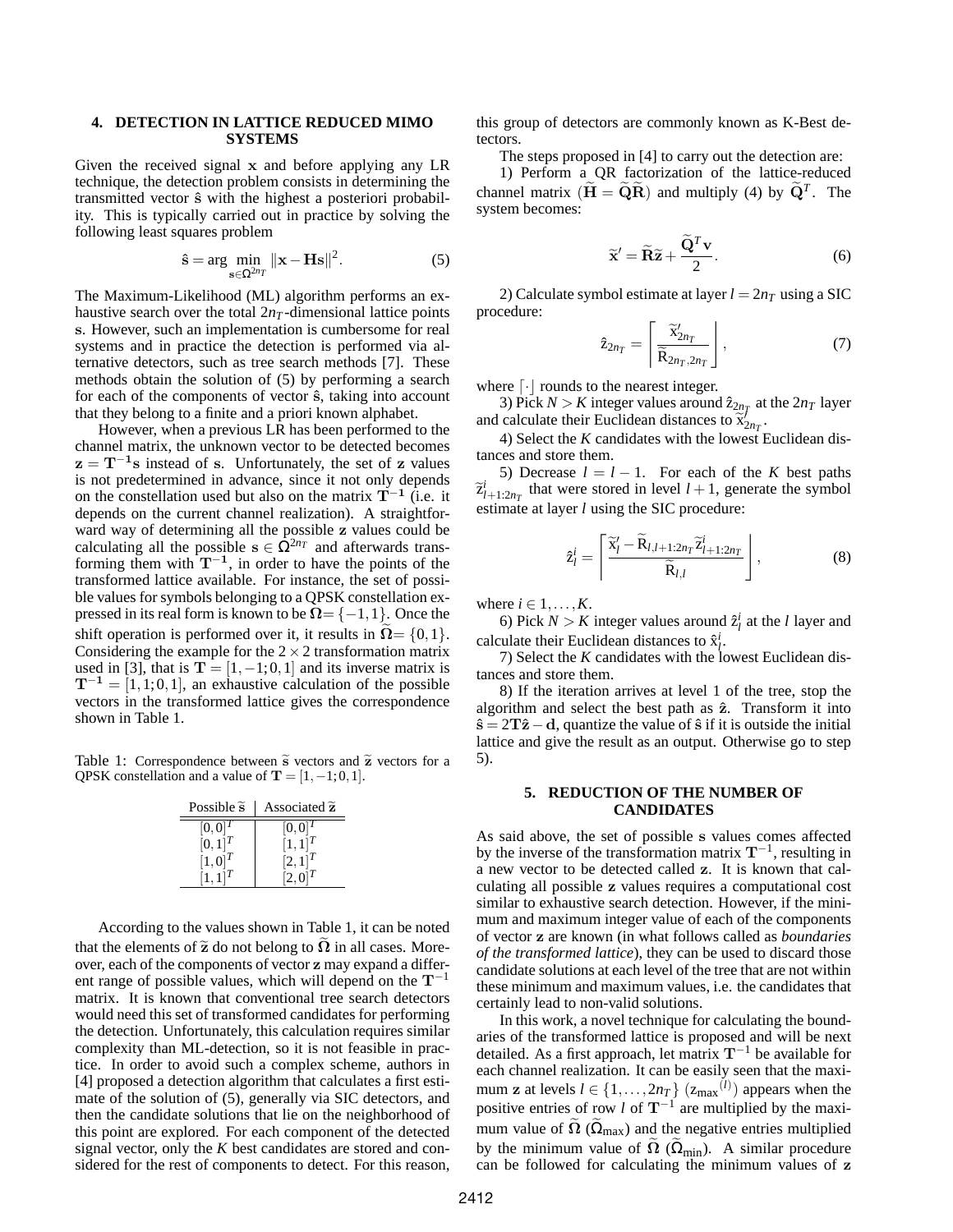## 4. DETECTION IN LATTICE REDUCED MIMO SYSTEMS

Given the received signal $\mathbf{x}$ and before applying any LR technique, the detection problem consists in determining the transmitted vector $\hat{\mathbf{s}}$ with the highest a posteriori probability. This is typically carried out in practice by solving the following least squares problem

$$\hat{\mathbf{s}} = \arg\min_{\mathbf{s}\in\Omega^{2n_T}} \|\mathbf{x} - \mathbf{H}\mathbf{s}\|^2. \tag{5}$$

The Maximum-Likelihood (ML) algorithm performs an exhaustive search over the total $2n_T$-dimensional lattice points $\mathbf{s}$. However, such an implementation is cumbersome for real systems and in practice the detection is performed via alternative detectors, such as tree search methods [7]. These methods obtain the solution of (5) by performing a search for each of the components of vector $\hat{\mathbf{s}}$, taking into account that they belong to a finite and a priori known alphabet.

However, when a previous LR has been performed to the channel matrix, the unknown vector to be detected becomes $\mathbf{z} = \mathbf{T^{-1}}\mathbf{s}$ instead of $\mathbf{s}$. Unfortunately, the set of $\mathbf{z}$ values is not predetermined in advance, since it not only depends on the constellation used but also on the matrix $\mathbf{T^{-1}}$ (i.e. it depends on the current channel realization). A straightforward way of determining all the possible $\mathbf{z}$ values could be calculating all the possible $\mathbf{s} \in \Omega^{2n_T}$ and afterwards transforming them with $\mathbf{T^{-1}}$, in order to have the points of the transformed lattice available. For instance, the set of possible values for symbols belonging to a QPSK constellation expressed in its real form is known to be $\Omega = \{-1, 1\}$. Once the shift operation is performed over it, it results in $\widetilde{\Omega} = \{0, 1\}$. Considering the example for the $2\times 2$ transformation matrix used in [3], that is $\mathbf{T} = [1, -1; 0, 1]$ and its inverse matrix is $\mathbf{T^{-1}} = [1, 1; 0, 1]$, an exhaustive calculation of the possible vectors in the transformed lattice gives the correspondence shown in Table 1.

Table 1: Correspondence between $\widetilde{\mathbf{s}}$ vectors and $\widetilde{\mathbf{z}}$ vectors for a QPSK constellation and a value of $\mathbf{T} = [1, -1; 0, 1]$.

| Possible $\widetilde{\mathbf{s}}$ | Associated $\widetilde{\mathbf{z}}$ |
|---|---|
| $[0,0]^T$ | $[0,0]^T$ |
| $[0,1]^T$ | $[1,1]^T$ |
| $[1,0]^T$ | $[2,1]^T$ |
| $[1,1]^T$ | $[2,0]^T$ |

According to the values shown in Table 1, it can be noted that the elements of $\widetilde{\mathbf{z}}$ do not belong to $\widetilde{\Omega}$ in all cases. Moreover, each of the components of vector $\mathbf{z}$ may expand a different range of possible values, which will depend on the $\mathbf{T}^{-1}$ matrix. It is known that conventional tree search detectors would need this set of transformed candidates for performing the detection. Unfortunately, this calculation requires similar complexity than ML-detection, so it is not feasible in practice. In order to avoid such a complex scheme, authors in [4] proposed a detection algorithm that calculates a first estimate of the solution of (5), generally via SIC detectors, and then the candidate solutions that lie on the neighborhood of this point are explored. For each component of the detected signal vector, only the $K$ best candidates are stored and considered for the rest of components to detect. For this reason, this group of detectors are commonly known as K-Best detectors.

The steps proposed in [4] to carry out the detection are:

1) Perform a QR factorization of the lattice-reduced channel matrix ($\widetilde{\mathbf{H}} = \widetilde{\mathbf{Q}}\widetilde{\mathbf{R}}$) and multiply (4) by $\widetilde{\mathbf{Q}}^T$. The system becomes:

$$\widetilde{\mathbf{x}}' = \widetilde{\mathbf{R}}\widetilde{\mathbf{z}} + \frac{\widetilde{\mathbf{Q}}^T\mathbf{v}}{2}. \tag{6}$$

2) Calculate symbol estimate at layer $l = 2n_T$ using a SIC procedure:

$$\hat{z}_{2n_T} = \left\lceil \frac{\widetilde{x}'_{2n_T}}{\widetilde{R}_{2n_T,2n_T}} \right\rfloor, \tag{7}$$

where $\lceil\cdot\rfloor$ rounds to the nearest integer.

3) Pick $N > K$ integer values around $\hat{z}_{2n_T}$ at the $2n_T$ layer and calculate their Euclidean distances to $\widetilde{x}'_{2n_T}$.

4) Select the $K$ candidates with the lowest Euclidean distances and store them.

5) Decrease $l = l - 1$. For each of the $K$ best paths $\widetilde{z}^i_{l+1:2n_T}$ that were stored in level $l+1$, generate the symbol estimate at layer $l$ using the SIC procedure:

$$\hat{z}^i_l = \left\lceil \frac{\widetilde{x}'_l - \widetilde{R}_{l,l+1:2n_T}\widetilde{z}^i_{l+1:2n_T}}{\widetilde{R}_{l,l}} \right\rfloor, \tag{8}$$

where $i \in 1, \ldots, K$.

6) Pick $N > K$ integer values around $\hat{z}^i_l$ at the $l$ layer and calculate their Euclidean distances to $\hat{x}^i_l$.

7) Select the $K$ candidates with the lowest Euclidean distances and store them.

8) If the iteration arrives at level 1 of the tree, stop the algorithm and select the best path as $\hat{\mathbf{z}}$. Transform it into $\hat{\mathbf{s}} = 2\mathbf{T}\hat{\mathbf{z}} - \mathbf{d}$, quantize the value of $\hat{\mathbf{s}}$ if it is outside the initial lattice and give the result as an output. Otherwise go to step 5).

## 5. REDUCTION OF THE NUMBER OF CANDIDATES

As said above, the set of possible $\mathbf{s}$ values comes affected by the inverse of the transformation matrix $\mathbf{T}^{-1}$, resulting in a new vector to be detected called $\mathbf{z}$. It is known that calculating all possible $\mathbf{z}$ values requires a computational cost similar to exhaustive search detection. However, if the minimum and maximum integer value of each of the components of vector $\mathbf{z}$ are known (in what follows called as *boundaries of the transformed lattice*), they can be used to discard those candidate solutions at each level of the tree that are not within these minimum and maximum values, i.e. the candidates that certainly lead to non-valid solutions.

In this work, a novel technique for calculating the boundaries of the transformed lattice is proposed and will be next detailed. As a first approach, let matrix $\mathbf{T}^{-1}$ be available for each channel realization. It can be easily seen that the maximum $\mathbf{z}$ at levels $l \in \{1, \ldots, 2n_T\}$ ($\mathrm{z_{max}}^{(l)}$) appears when the positive entries of row $l$ of $\mathbf{T}^{-1}$ are multiplied by the maximum value of $\widetilde{\Omega}$ ($\widetilde{\Omega}_{\max}$) and the negative entries multiplied by the minimum value of $\widetilde{\Omega}$ ($\widetilde{\Omega}_{\min}$). A similar procedure can be followed for calculating the minimum values of $\mathbf{z}$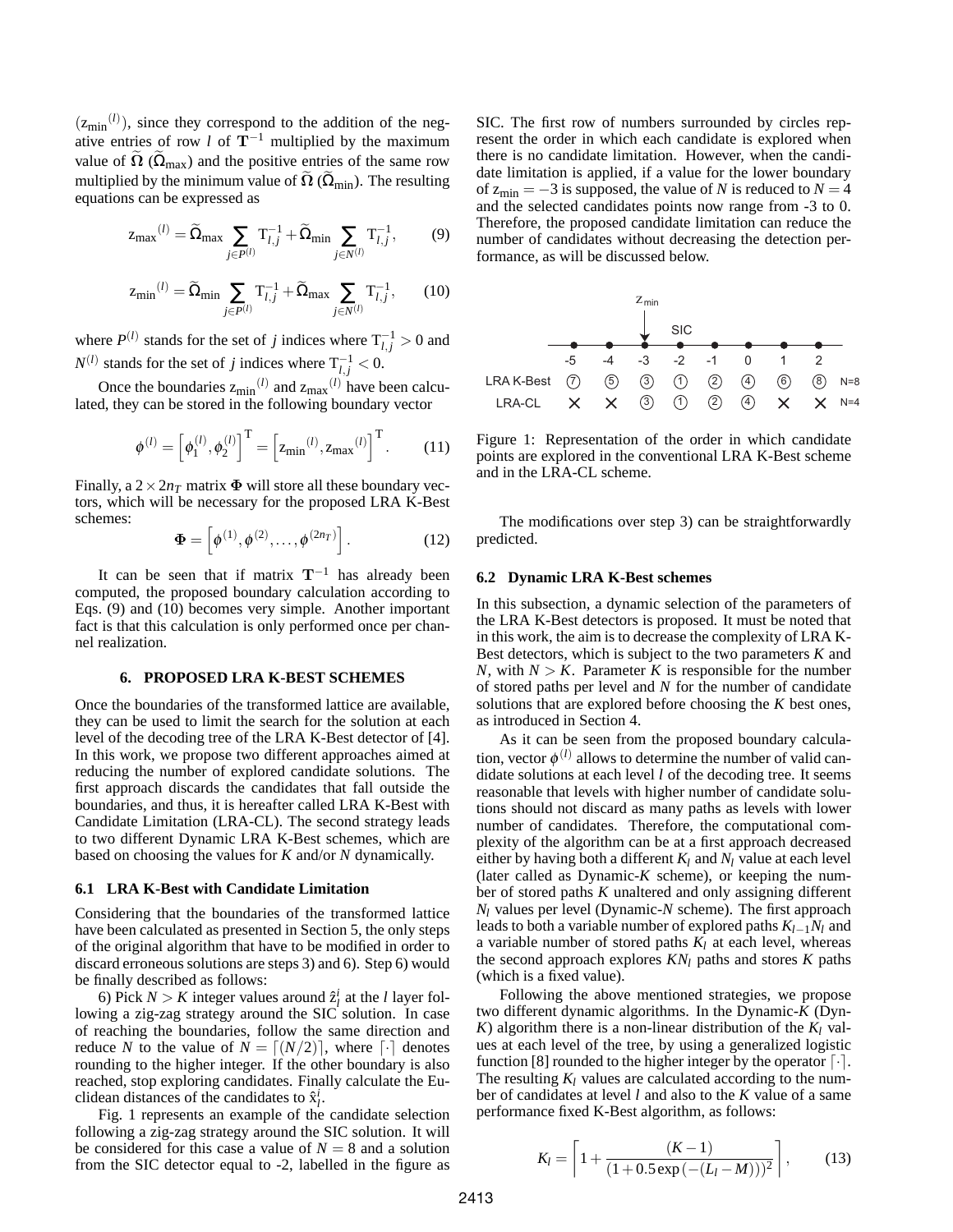($\mathrm{z_{min}}^{(l)}$), since they correspond to the addition of the negative entries of row $l$ of $\mathbf{T}^{-1}$ multiplied by the maximum value of $\widetilde{\Omega}$ ($\widetilde{\Omega}_{\max}$) and the positive entries of the same row multiplied by the minimum value of $\widetilde{\Omega}$ ($\widetilde{\Omega}_{\min}$). The resulting equations can be expressed as

$$\mathrm{z_{max}}^{(l)} = \widetilde{\Omega}_{\max} \sum_{j \in P^{(l)}} \mathrm{T}^{-1}_{l,j} + \widetilde{\Omega}_{\min} \sum_{j \in N^{(l)}} \mathrm{T}^{-1}_{l,j}, \tag{9}$$

$$\mathrm{z_{min}}^{(l)} = \widetilde{\Omega}_{\min} \sum_{j \in P^{(l)}} \mathrm{T}^{-1}_{l,j} + \widetilde{\Omega}_{\max} \sum_{j \in N^{(l)}} \mathrm{T}^{-1}_{l,j}, \tag{10}$$

where $P^{(l)}$ stands for the set of $j$ indices where $\mathrm{T}^{-1}_{l,j} > 0$ and $N^{(l)}$ stands for the set of $j$ indices where $\mathrm{T}^{-1}_{l,j} < 0$.

Once the boundaries $\mathrm{z_{min}}^{(l)}$ and $\mathrm{z_{max}}^{(l)}$ have been calculated, they can be stored in the following boundary vector

$$\phi^{(l)} = \left[\phi_1^{(l)}, \phi_2^{(l)}\right]^{\mathrm{T}} = \left[\mathrm{z_{min}}^{(l)}, \mathrm{z_{max}}^{(l)}\right]^{\mathrm{T}}. \tag{11}$$

Finally, a $2 \times 2n_T$ matrix $\mathbf{\Phi}$ will store all these boundary vectors, which will be necessary for the proposed LRA K-Best schemes:

$$\mathbf{\Phi} = \left[\phi^{(1)}, \phi^{(2)}, \ldots, \phi^{(2n_T)}\right]. \tag{12}$$

It can be seen that if matrix $\mathbf{T}^{-1}$ has already been computed, the proposed boundary calculation according to Eqs. (9) and (10) becomes very simple. Another important fact is that this calculation is only performed once per channel realization.

## 6. PROPOSED LRA K-BEST SCHEMES

Once the boundaries of the transformed lattice are available, they can be used to limit the search for the solution at each level of the decoding tree of the LRA K-Best detector of [4]. In this work, we propose two different approaches aimed at reducing the number of explored candidate solutions. The first approach discards the candidates that fall outside the boundaries, and thus, it is hereafter called LRA K-Best with Candidate Limitation (LRA-CL). The second strategy leads to two different Dynamic LRA K-Best schemes, which are based on choosing the values for $K$ and/or $N$ dynamically.

### 6.1 LRA K-Best with Candidate Limitation

Considering that the boundaries of the transformed lattice have been calculated as presented in Section 5, the only steps of the original algorithm that have to be modified in order to discard erroneous solutions are steps 3) and 6). Step 6) would be finally described as follows:

6) Pick $N > K$ integer values around $\hat{z}^i_l$ at the $l$ layer following a zig-zag strategy around the SIC solution. In case of reaching the boundaries, follow the same direction and reduce $N$ to the value of $N = \lceil (N/2) \rceil$, where $\lceil \cdot \rceil$ denotes rounding to the higher integer. If the other boundary is also reached, stop exploring candidates. Finally calculate the Euclidean distances of the candidates to $\hat{x}^i_l$.

Fig. 1 represents an example of the candidate selection following a zig-zag strategy around the SIC solution. It will be considered for this case a value of $N = 8$ and a solution from the SIC detector equal to -2, labelled in the figure as SIC. The first row of numbers surrounded by circles represent the order in which each candidate is explored when there is no candidate limitation. However, when the candidate limitation is applied, if a value for the lower boundary of $\mathrm{z_{min}} = -3$ is supposed, the value of $N$ is reduced to $N = 4$ and the selected candidates points now range from -3 to 0. Therefore, the proposed candidate limitation can reduce the number of candidates without decreasing the detection performance, as will be discussed below.

| | -5 | -4 | -3 ($\mathrm{z_{min}}$) | -2 (SIC) | -1 | 0 | 1 | 2 | |
|---|---|---|---|---|---|---|---|---|---|
| LRA K-Best | ⑦ | ⑤ | ③ | ① | ② | ④ | ⑥ | ⑧ | N=8 |
| LRA-CL | × | × | ③ | ① | ② | ④ | × | × | N=4 |

Figure 1: Representation of the order in which candidate points are explored in the conventional LRA K-Best scheme and in the LRA-CL scheme.

The modifications over step 3) can be straightforwardly predicted.

### 6.2 Dynamic LRA K-Best schemes

In this subsection, a dynamic selection of the parameters of the LRA K-Best detectors is proposed. It must be noted that in this work, the aim is to decrease the complexity of LRA K-Best detectors, which is subject to the two parameters $K$ and $N$, with $N > K$. Parameter $K$ is responsible for the number of stored paths per level and $N$ for the number of candidate solutions that are explored before choosing the $K$ best ones, as introduced in Section 4.

As it can be seen from the proposed boundary calculation, vector $\phi^{(l)}$ allows to determine the number of valid candidate solutions at each level $l$ of the decoding tree. It seems reasonable that levels with higher number of candidate solutions should not discard as many paths as levels with lower number of candidates. Therefore, the computational complexity of the algorithm can be at a first approach decreased either by having both a different $K_l$ and $N_l$ value at each level (later called as Dynamic-$K$ scheme), or keeping the number of stored paths $K$ unaltered and only assigning different $N_l$ values per level (Dynamic-$N$ scheme). The first approach leads to both a variable number of explored paths $K_{l-1}N_l$ and a variable number of stored paths $K_l$ at each level, whereas the second approach explores $KN_l$ paths and stores $K$ paths (which is a fixed value).

Following the above mentioned strategies, we propose two different dynamic algorithms. In the Dynamic-$K$ (Dyn-$K$) algorithm there is a non-linear distribution of the $K_l$ values at each level of the tree, by using a generalized logistic function [8] rounded to the higher integer by the operator $\lceil \cdot \rceil$. The resulting $K_l$ values are calculated according to the number of candidates at level $l$ and also to the $K$ value of a same performance fixed K-Best algorithm, as follows:

$$K_l = \left\lceil 1 + \frac{(K-1)}{(1 + 0.5\exp\left(-(L_l - M)\right))^2} \right\rceil, \tag{13}$$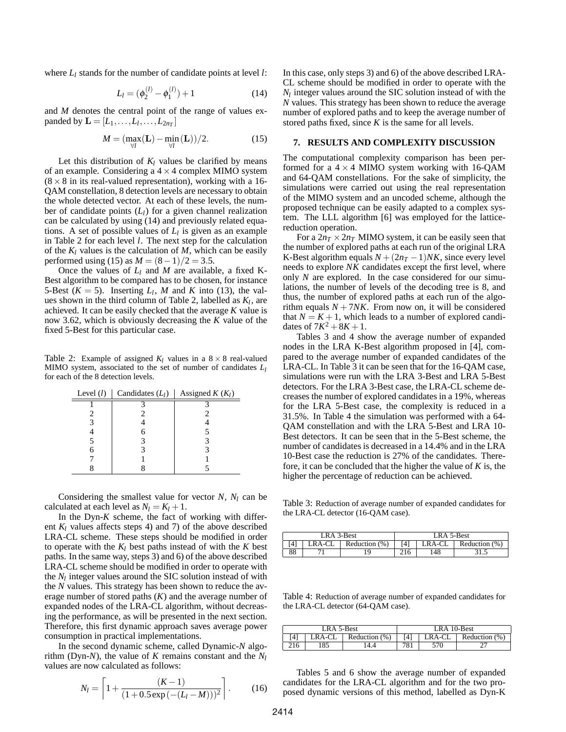where $L_l$ stands for the number of candidate points at level $l$:

$$L_l = (\phi_2^{(l)} - \phi_1^{(l)}) + 1 \tag{14}$$

and $M$ denotes the central point of the range of values expanded by $\mathbf{L} = [L_1, \ldots, L_l, \ldots, L_{2n_T}]$

$$M = (\max_{\forall l}(\mathbf{L}) - \min_{\forall l}(\mathbf{L}))/2. \tag{15}$$

Let this distribution of $K_l$ values be clarified by means of an example. Considering a $4 \times 4$ complex MIMO system ($8 \times 8$ in its real-valued representation), working with a 16-QAM constellation, 8 detection levels are necessary to obtain the whole detected vector. At each of these levels, the number of candidate points ($L_l$) for a given channel realization can be calculated by using (14) and previously related equations. A set of possible values of $L_l$ is given as an example in Table 2 for each level $l$. The next step for the calculation of the $K_l$ values is the calculation of $M$, which can be easily performed using (15) as $M = (8-1)/2 = 3.5$.

Once the values of $L_l$ and $M$ are available, a fixed K-Best algorithm to be compared has to be chosen, for instance 5-Best ($K = 5$). Inserting $L_l$, $M$ and $K$ into (13), the values shown in the third column of Table 2, labelled as $K_l$, are achieved. It can be easily checked that the average $K$ value is now 3.62, which is obviously decreasing the $K$ value of the fixed 5-Best for this particular case.

Table 2: Example of assigned $K_l$ values in a $8 \times 8$ real-valued MIMO system, associated to the set of number of candidates $L_l$ for each of the 8 detection levels.

| Level ($l$) | Candidates ($L_l$) | Assigned $K$ ($K_l$) |
|---|---|---|
| 1 | 3 | 3 |
| 2 | 2 | 2 |
| 3 | 4 | 4 |
| 4 | 6 | 5 |
| 5 | 3 | 3 |
| 6 | 3 | 3 |
| 7 | 1 | 1 |
| 8 | 8 | 5 |

Considering the smallest value for vector $N$, $N_l$ can be calculated at each level as $N_l = K_l + 1$.

In the Dyn-$K$ scheme, the fact of working with different $K_l$ values affects steps 4) and 7) of the above described LRA-CL scheme. These steps should be modified in order to operate with the $K_l$ best paths instead of with the $K$ best paths. In the same way, steps 3) and 6) of the above described LRA-CL scheme should be modified in order to operate with the $N_l$ integer values around the SIC solution instead of with the $N$ values. This strategy has been shown to reduce the average number of stored paths ($K$) and the average number of expanded nodes of the LRA-CL algorithm, without decreasing the performance, as will be presented in the next section. Therefore, this first dynamic approach saves average power consumption in practical implementations.

In the second dynamic scheme, called Dynamic-$N$ algorithm (Dyn-$N$), the value of $K$ remains constant and the $N_l$ values are now calculated as follows:

$$N_l = \left\lceil 1 + \frac{(K-1)}{(1 + 0.5\exp\left(-(L_l - M)\right))^2} \right\rceil. \tag{16}$$

In this case, only steps 3) and 6) of the above described LRA-CL scheme should be modified in order to operate with the $N_l$ integer values around the SIC solution instead of with the $N$ values. This strategy has been shown to reduce the average number of explored paths and to keep the average number of stored paths fixed, since $K$ is the same for all levels.

## 7. RESULTS AND COMPLEXITY DISCUSSION

The computational complexity comparison has been performed for a $4 \times 4$ MIMO system working with 16-QAM and 64-QAM constellations. For the sake of simplicity, the simulations were carried out using the real representation of the MIMO system and an uncoded scheme, although the proposed technique can be easily adapted to a complex system. The LLL algorithm [6] was employed for the lattice-reduction operation.

For a $2n_T \times 2n_T$ MIMO system, it can be easily seen that the number of explored paths at each run of the original LRA K-Best algorithm equals $N + (2n_T - 1)NK$, since every level needs to explore $NK$ candidates except the first level, where only $N$ are explored. In the case considered for our simulations, the number of levels of the decoding tree is 8, and thus, the number of explored paths at each run of the algorithm equals $N + 7NK$. From now on, it will be considered that $N = K + 1$, which leads to a number of explored candidates of $7K^2 + 8K + 1$.

Tables 3 and 4 show the average number of expanded nodes in the LRA K-Best algorithm proposed in [4], compared to the average number of expanded candidates of the LRA-CL. In Table 3 it can be seen that for the 16-QAM case, simulations were run with the LRA 3-Best and LRA 5-Best detectors. For the LRA 3-Best case, the LRA-CL scheme decreases the number of explored candidates in a 19%, whereas for the LRA 5-Best case, the complexity is reduced in a 31.5%. In Table 4 the simulation was performed with a 64-QAM constellation and with the LRA 5-Best and LRA 10-Best detectors. It can be seen that in the 5-Best scheme, the number of candidates is decreased in a 14.4% and in the LRA 10-Best case the reduction is 27% of the candidates. Therefore, it can be concluded that the higher the value of $K$ is, the higher the percentage of reduction can be achieved.

Table 3: Reduction of average number of expanded candidates for the LRA-CL detector (16-QAM case).

| LRA 3-Best | | | LRA 5-Best | | |
|---|---|---|---|---|---|
| [4] | LRA-CL | Reduction (%) | [4] | LRA-CL | Reduction (%) |
| 88 | 71 | 19 | 216 | 148 | 31.5 |

Table 4: Reduction of average number of expanded candidates for the LRA-CL detector (64-QAM case).

| LRA 5-Best | | | LRA 10-Best | | |
|---|---|---|---|---|---|
| [4] | LRA-CL | Reduction (%) | [4] | LRA-CL | Reduction (%) |
| 216 | 185 | 14.4 | 781 | 570 | 27 |

Tables 5 and 6 show the average number of expanded candidates for the LRA-CL algorithm and for the two proposed dynamic versions of this method, labelled as Dyn-K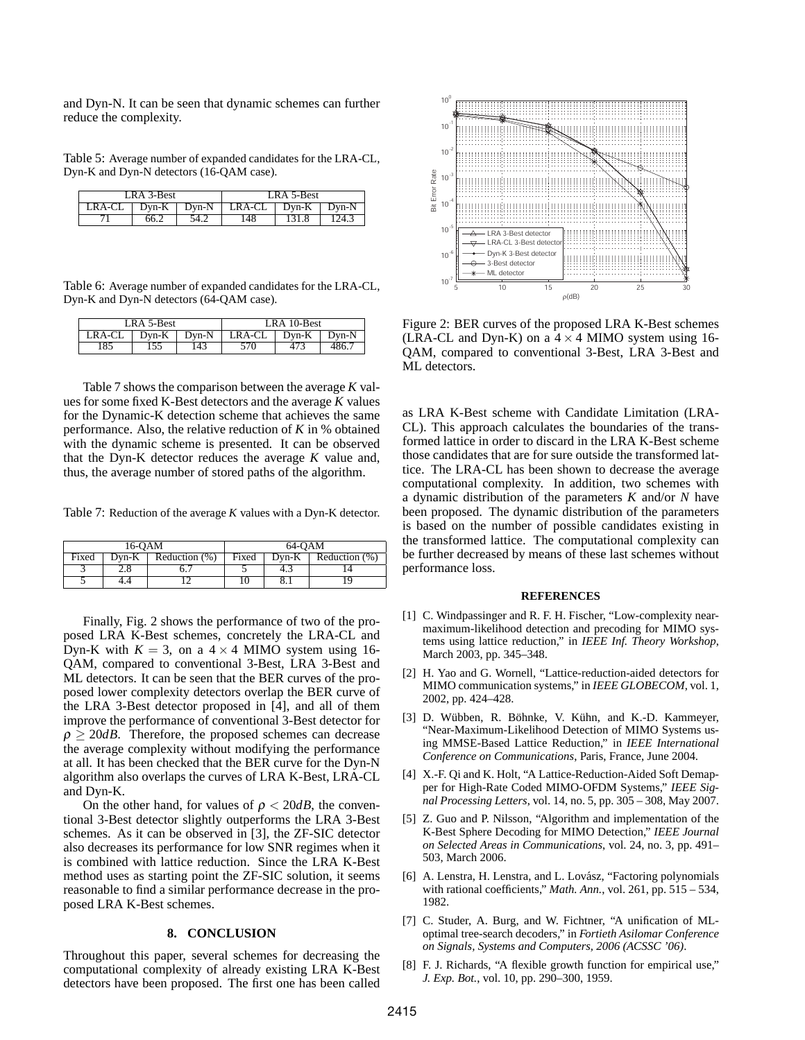and Dyn-N. It can be seen that dynamic schemes can further reduce the complexity.

Table 5: Average number of expanded candidates for the LRA-CL, Dyn-K and Dyn-N detectors (16-QAM case).

| LRA 3-Best | | | LRA 5-Best | | |
|---|---|---|---|---|---|
| LRA-CL | Dyn-K | Dyn-N | LRA-CL | Dyn-K | Dyn-N |
| 71 | 66.2 | 54.2 | 148 | 131.8 | 124.3 |

Table 6: Average number of expanded candidates for the LRA-CL, Dyn-K and Dyn-N detectors (64-QAM case).

| LRA 5-Best | | | LRA 10-Best | | |
|---|---|---|---|---|---|
| LRA-CL | Dyn-K | Dyn-N | LRA-CL | Dyn-K | Dyn-N |
| 185 | 155 | 143 | 570 | 473 | 486.7 |

Table 7 shows the comparison between the average $K$ values for some fixed K-Best detectors and the average $K$ values for the Dynamic-K detection scheme that achieves the same performance. Also, the relative reduction of $K$ in % obtained with the dynamic scheme is presented. It can be observed that the Dyn-K detector reduces the average $K$ value and, thus, the average number of stored paths of the algorithm.

Table 7: Reduction of the average $K$ values with a Dyn-K detector.

| 16-QAM | | | 64-QAM | | |
|---|---|---|---|---|---|
| Fixed | Dyn-K | Reduction (%) | Fixed | Dyn-K | Reduction (%) |
| 3 | 2.8 | 6.7 | 5 | 4.3 | 14 |
| 5 | 4.4 | 12 | 10 | 8.1 | 19 |

Finally, Fig. 2 shows the performance of two of the proposed LRA K-Best schemes, concretely the LRA-CL and Dyn-K with $K = 3$, on a $4 \times 4$ MIMO system using 16-QAM, compared to conventional 3-Best, LRA 3-Best and ML detectors. It can be seen that the BER curves of the proposed lower complexity detectors overlap the BER curve of the LRA 3-Best detector proposed in [4], and all of them improve the performance of conventional 3-Best detector for $\rho \geq 20dB$. Therefore, the proposed schemes can decrease the average complexity without modifying the performance at all. It has been checked that the BER curve for the Dyn-N algorithm also overlaps the curves of LRA K-Best, LRA-CL and Dyn-K.

On the other hand, for values of $\rho < 20dB$, the conventional 3-Best detector slightly outperforms the LRA 3-Best schemes. As it can be observed in [3], the ZF-SIC detector also decreases its performance for low SNR regimes when it is combined with lattice reduction. Since the LRA K-Best method uses as starting point the ZF-SIC solution, it seems reasonable to find a similar performance decrease in the proposed LRA K-Best schemes.

Bit Error Rate
$10^0$
$10^{-1}$
$10^{-2}$
$10^{-3}$
$10^{-4}$
$10^{-5}$
$10^{-6}$
$10^{-7}$
5
10
15
20
25
30
ρ(dB)
LRA 3-Best detector
LRA-CL 3-Best detector
Dyn-K 3-Best detector
3-Best detector
ML detector

Figure 2: BER curves of the proposed LRA K-Best schemes (LRA-CL and Dyn-K) on a $4 \times 4$ MIMO system using 16-QAM, compared to conventional 3-Best, LRA 3-Best and ML detectors.

## 8. CONCLUSION

Throughout this paper, several schemes for decreasing the computational complexity of already existing LRA K-Best detectors have been proposed. The first one has been called as LRA K-Best scheme with Candidate Limitation (LRA-CL). This approach calculates the boundaries of the transformed lattice in order to discard in the LRA K-Best scheme those candidates that are for sure outside the transformed lattice. The LRA-CL has been shown to decrease the average computational complexity. In addition, two schemes with a dynamic distribution of the parameters $K$ and/or $N$ have been proposed. The dynamic distribution of the parameters is based on the number of possible candidates existing in the transformed lattice. The computational complexity can be further decreased by means of these last schemes without performance loss.

## REFERENCES

[1] C. Windpassinger and R. F. H. Fischer, "Low-complexity near-maximum-likelihood detection and precoding for MIMO systems using lattice reduction," in *IEEE Inf. Theory Workshop*, March 2003, pp. 345–348.

[2] H. Yao and G. Wornell, "Lattice-reduction-aided detectors for MIMO communication systems," in *IEEE GLOBECOM*, vol. 1, 2002, pp. 424–428.

[3] D. Wübben, R. Böhnke, V. Kühn, and K.-D. Kammeyer, "Near-Maximum-Likelihood Detection of MIMO Systems using MMSE-Based Lattice Reduction," in *IEEE International Conference on Communications*, Paris, France, June 2004.

[4] X.-F. Qi and K. Holt, "A Lattice-Reduction-Aided Soft Demapper for High-Rate Coded MIMO-OFDM Systems," *IEEE Signal Processing Letters*, vol. 14, no. 5, pp. 305 – 308, May 2007.

[5] Z. Guo and P. Nilsson, "Algorithm and implementation of the K-Best Sphere Decoding for MIMO Detection," *IEEE Journal on Selected Areas in Communications*, vol. 24, no. 3, pp. 491–503, March 2006.

[6] A. Lenstra, H. Lenstra, and L. Lovász, "Factoring polynomials with rational coefficients," *Math. Ann.*, vol. 261, pp. 515 – 534, 1982.

[7] C. Studer, A. Burg, and W. Fichtner, "A unification of ML-optimal tree-search decoders," in *Fortieth Asilomar Conference on Signals, Systems and Computers, 2006 (ACSSC '06)*.

[8] F. J. Richards, "A flexible growth function for empirical use," *J. Exp. Bot.*, vol. 10, pp. 290–300, 1959.